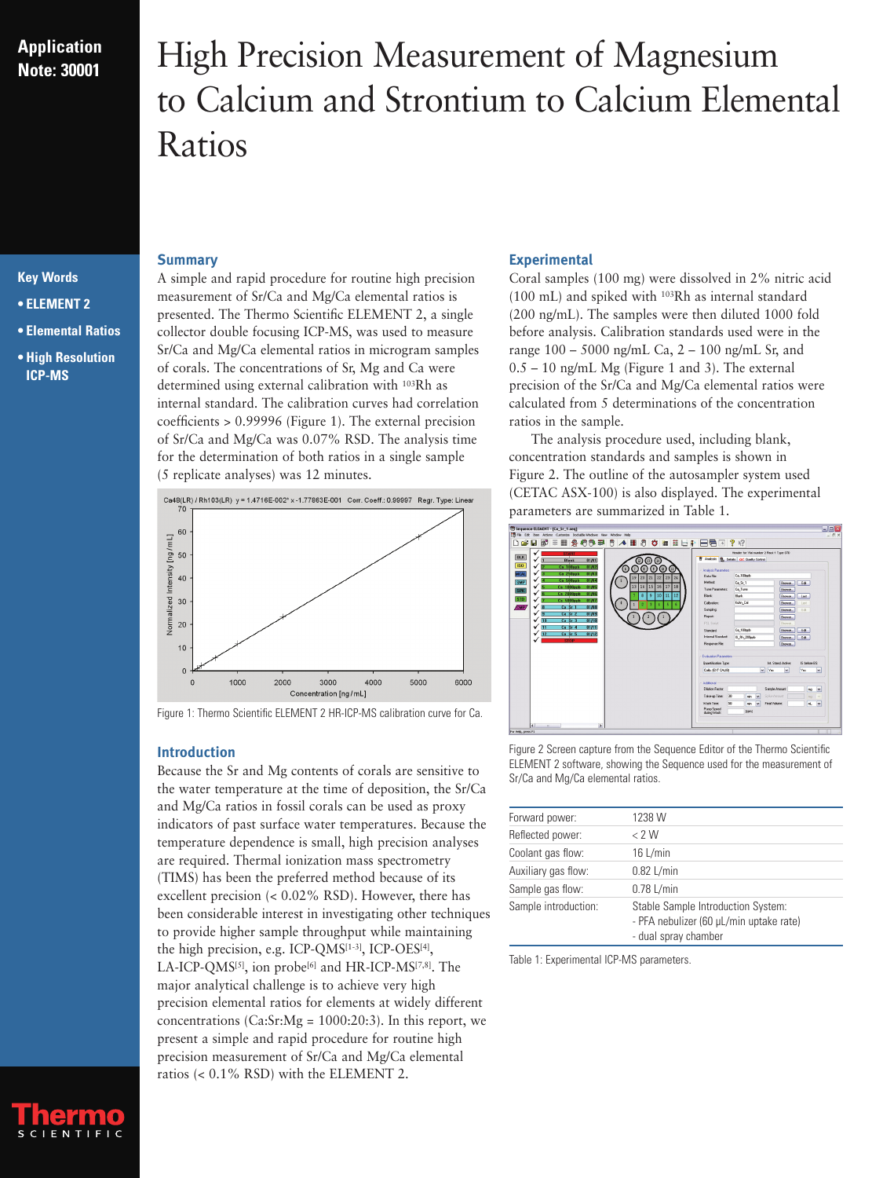Application Note: 30001

# High Precision Measurement of Magnesium to Calcium and Strontium to Calcium Elemental Ratios

**Key Words**

- **ELEMENT 2**
- **Elemental Ratios**
- **High Resolution ICP-MS**

## Summary

A simple and rapid procedure for routine high precision measurement of Sr/Ca and Mg/Ca elemental ratios is presented. The Thermo Scientific ELEMENT 2, a single collector double focusing ICP-MS, was used to measure Sr/Ca and Mg/Ca elemental ratios in microgram samples of corals. The concentrations of Sr, Mg and Ca were determined using external calibration with $^{103}$Rh as internal standard. The calibration curves had correlation coefficients > 0.99996 (Figure 1). The external precision of Sr/Ca and Mg/Ca was 0.07% RSD. The analysis time for the determination of both ratios in a single sample (5 replicate analyses) was 12 minutes.

Figure 1: Thermo Scientific ELEMENT 2 HR-ICP-MS calibration curve for Ca.

## Introduction

Because the Sr and Mg contents of corals are sensitive to the water temperature at the time of deposition, the Sr/Ca and Mg/Ca ratios in fossil corals can be used as proxy indicators of past surface water temperatures. Because the temperature dependence is small, high precision analyses are required. Thermal ionization mass spectrometry (TIMS) has been the preferred method because of its excellent precision (< 0.02% RSD). However, there has been considerable interest in investigating other techniques to provide higher sample throughput while maintaining the high precision, e.g. ICP-QMS[1-3], ICP-OES[4], LA-ICP-QMS[5], ion probe[6] and HR-ICP-MS[7,8]. The major analytical challenge is to achieve very high precision elemental ratios for elements at widely different concentrations (Ca:Sr:Mg = 1000:20:3). In this report, we present a simple and rapid procedure for routine high precision measurement of Sr/Ca and Mg/Ca elemental ratios (< 0.1% RSD) with the ELEMENT 2.

## Experimental

Coral samples (100 mg) were dissolved in 2% nitric acid (100 mL) and spiked with $^{103}$Rh as internal standard (200 ng/mL). The samples were then diluted 1000 fold before analysis. Calibration standards used were in the range 100 – 5000 ng/mL Ca, 2 – 100 ng/mL Sr, and 0.5 – 10 ng/mL Mg (Figure 1 and 3). The external precision of the Sr/Ca and Mg/Ca elemental ratios were calculated from 5 determinations of the concentration ratios in the sample.

The analysis procedure used, including blank, concentration standards and samples is shown in Figure 2. The outline of the autosampler system used (CETAC ASX-100) is also displayed. The experimental parameters are summarized in Table 1.

Figure 2 Screen capture from the Sequence Editor of the Thermo Scientific ELEMENT 2 software, showing the Sequence used for the measurement of Sr/Ca and Mg/Ca elemental ratios.

| Parameter | Value |
|---|---|
| Forward power: | 1238 W |
| Reflected power: | < 2 W |
| Coolant gas flow: | 16 L/min |
| Auxiliary gas flow: | 0.82 L/min |
| Sample gas flow: | 0.78 L/min |
| Sample introduction: | Stable Sample Introduction System: - PFA nebulizer (60 µL/min uptake rate) - dual spray chamber |

Table 1: Experimental ICP-MS parameters.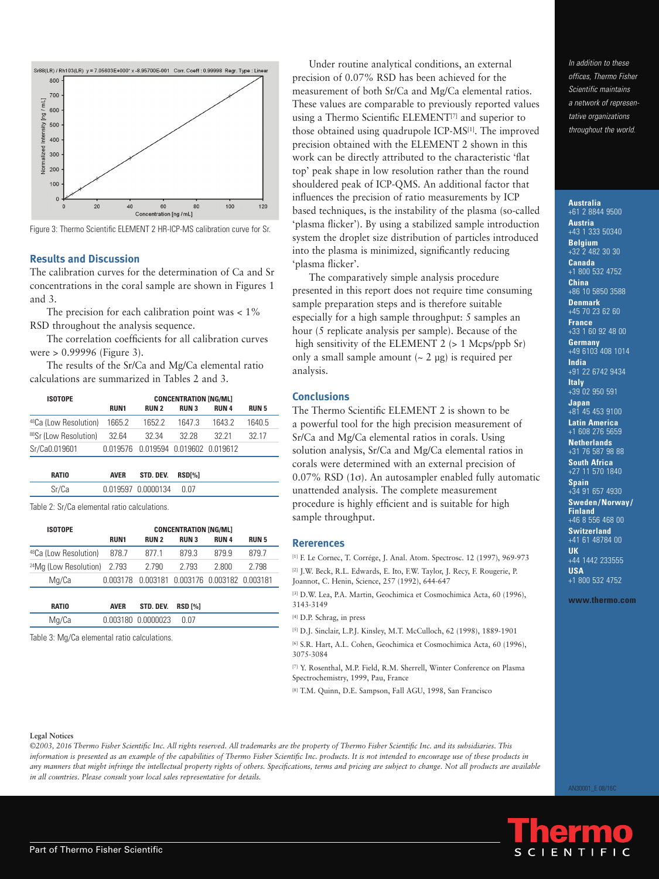Sr88(LR) / Rh103(LR) y = 7.05603E+000 * x -8.95700E-001 Corr. Coeff : 0.99998 Regr. Type : Linear

Normalized Intensity [ng / mL]

Concentration [ng / mL]

Figure 3: Thermo Scientific ELEMENT 2 HR-ICP-MS calibration curve for Sr.

## Results and Discussion

The calibration curves for the determination of Ca and Sr concentrations in the coral sample are shown in Figures 1 and 3.

The precision for each calibration point was < 1% RSD throughout the analysis sequence.

The correlation coefficients for all calibration curves were > 0.99996 (Figure 3).

The results of the Sr/Ca and Mg/Ca elemental ratio calculations are summarized in Tables 2 and 3.

| ISOTOPE | CONCENTRATION [NG/ML] | | | | |
|---|---|---|---|---|---|
| | RUN1 | RUN 2 | RUN 3 | RUN 4 | RUN 5 |
| $^{48}$Ca (Low Resolution) | 1665.2 | 1652.2 | 1647.3 | 1643.2 | 1640.5 |
| $^{88}$Sr (Low Resolution) | 32.64 | 32.34 | 32.28 | 32.21 | 32.17 |
| Sr/Ca0.019601 | 0.019576 | 0.019594 | 0.019602 | 0.019612 | |

| RATIO | AVER | STD. DEV. | RSD[%] |
|---|---|---|---|
| Sr/Ca | 0.019597 | 0.0000134 | 0.07 |

Table 2: Sr/Ca elemental ratio calculations.

| ISOTOPE | CONCENTRATION [NG/ML] | | | | |
|---|---|---|---|---|---|
| | RUN1 | RUN 2 | RUN 3 | RUN 4 | RUN 5 |
| $^{48}$Ca (Low Resolution) | 878.7 | 877.1 | 879.3 | 879.9 | 879.7 |
| $^{24}$Mg (Low Resolution) | 2.793 | 2.790 | 2.793 | 2.800 | 2.798 |
| Mg/Ca | 0.003178 | 0.003181 | 0.003176 | 0.003182 | 0.003181 |

| RATIO | AVER | STD. DEV. | RSD [%] |
|---|---|---|---|
| Mg/Ca | 0.003180 | 0.0000023 | 0.07 |

Table 3: Mg/Ca elemental ratio calculations.

Under routine analytical conditions, an external precision of 0.07% RSD has been achieved for the measurement of both Sr/Ca and Mg/Ca elemental ratios. These values are comparable to previously reported values using a Thermo Scientific ELEMENT[7] and superior to those obtained using quadrupole ICP-MS[1]. The improved precision obtained with the ELEMENT 2 shown in this work can be directly attributed to the characteristic 'flat top' peak shape in low resolution rather than the round shouldered peak of ICP-QMS. An additional factor that influences the precision of ratio measurements by ICP based techniques, is the instability of the plasma (so-called 'plasma flicker'). By using a stabilized sample introduction system the droplet size distribution of particles introduced into the plasma is minimized, significantly reducing 'plasma flicker'.

The comparatively simple analysis procedure presented in this report does not require time consuming sample preparation steps and is therefore suitable especially for a high sample throughput: 5 samples an hour (5 replicate analysis per sample). Because of the high sensitivity of the ELEMENT 2 (> 1 Mcps/ppb Sr) only a small sample amount (~ 2 µg) is required per analysis.

## Conclusions

The Thermo Scientific ELEMENT 2 is shown to be a powerful tool for the high precision measurement of Sr/Ca and Mg/Ca elemental ratios in corals. Using solution analysis, Sr/Ca and Mg/Ca elemental ratios in corals were determined with an external precision of 0.07% RSD (1σ). An autosampler enabled fully automatic unattended analysis. The complete measurement procedure is highly efficient and is suitable for high sample throughput.

## Rerefences

[1] F. Le Cornec, T. Corrége, J. Anal. Atom. Spectrosc. 12 (1997), 969-973

[2] J.W. Beck, R.L. Edwards, E. Ito, F.W. Taylor, J. Recy, F. Rougerie, P. Joannot, C. Henin, Science, 257 (1992), 644-647

[3] D.W. Lea, P.A. Martin, Geochimica et Cosmochimica Acta, 60 (1996), 3143-3149

[4] D.P. Schrag, in press

[5] D.J. Sinclair, L.P.J. Kinsley, M.T. McCulloch, 62 (1998), 1889-1901

[6] S.R. Hart, A.L. Cohen, Geochimica et Cosmochimica Acta, 60 (1996), 3075-3084

[7] Y. Rosenthal, M.P. Field, R.M. Sherrell, Winter Conference on Plasma Spectrochemistry, 1999, Pau, France

[8] T.M. Quinn, D.E. Sampson, Fall AGU, 1998, San Francisco

*In addition to these offices, Thermo Fisher Scientific maintains a network of representative organizations throughout the world.*

**Australia**
+61 2 8844 9500
**Austria**
+43 1 333 50340
**Belgium**
+32 2 482 30 30
**Canada**
+1 800 532 4752
**China**
+86 10 5850 3588
**Denmark**
+45 70 23 62 60
**France**
+33 1 60 92 48 00
**Germany**
+49 6103 408 1014
**India**
+91 22 6742 9434
**Italy**
+39 02 950 591
**Japan**
+81 45 453 9100
**Latin America**
+1 608 276 5659
**Netherlands**
+31 76 587 98 88
**South Africa**
+27 11 570 1840
**Spain**
+34 91 657 4930
**Sweden/Norway/Finland**
+46 8 556 468 00
**Switzerland**
+41 61 48784 00
**UK**
+44 1442 233555
**USA**
+1 800 532 4752

**www.thermo.com**

**Legal Notices**

*©2003, 2016 Thermo Fisher Scientific Inc. All rights reserved. All trademarks are the property of Thermo Fisher Scientific Inc. and its subsidiaries. This information is presented as an example of the capabilities of Thermo Fisher Scientific Inc. products. It is not intended to encourage use of these products in any manners that might infringe the intellectual property rights of others. Specifications, terms and pricing are subject to change. Not all products are available in all countries. Please consult your local sales representative for details.*

AN30001_E 08/16C

Part of Thermo Fisher Scientific

Thermo SCIENTIFIC